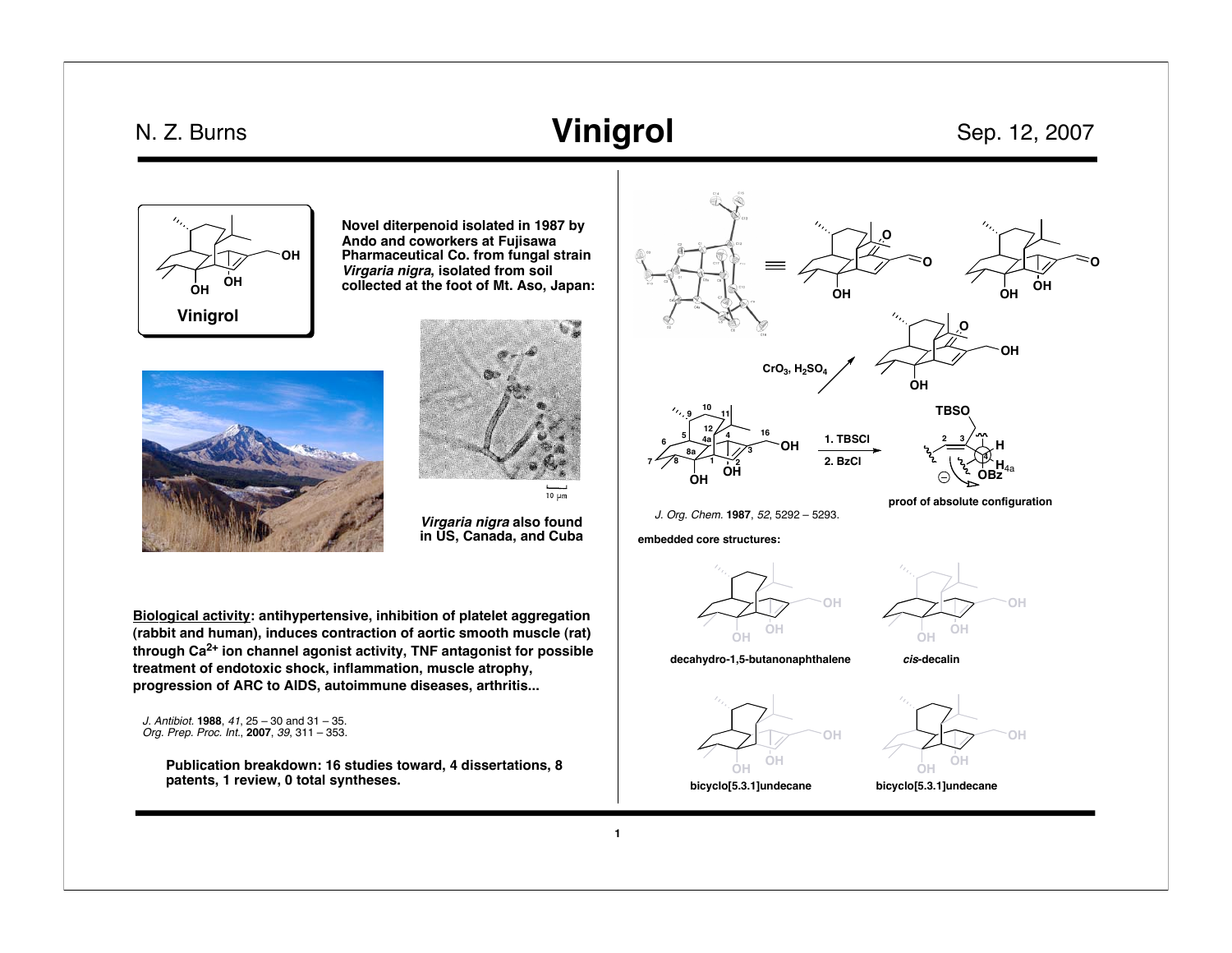N. Z. Burns — Sep. 12, 2007

# Vinigrol

**Vinigrol**

**Novel diterpenoid isolated in 1987 by Ando and coworkers at Fujisawa Pharmaceutical Co. from fungal strain *Virgaria nigra*, isolated from soil collected at the foot of Mt. Aso, Japan:**

***Virgaria nigra* also found in US, Canada, and Cuba**

**Biological activity: antihypertensive, inhibition of platelet aggregation (rabbit and human), induces contraction of aortic smooth muscle (rat) through $Ca^{2+}$ ion channel agonist activity, TNF antagonist for possible treatment of endotoxic shock, inflammation, muscle atrophy, progression of ARC to AIDS, autoimmune diseases, arthritis...**

*J. Antibiot.* **1988**, *41*, 25 – 30 and 31 – 35.
*Org. Prep. Proc. Int.*, **2007**, *39*, 311 – 353.

**Publication breakdown: 16 studies toward, 4 dissertations, 8 patents, 1 review, 0 total syntheses.**

$CrO_3$, $H_2SO_4$

1. TBSCl
2. BzCl

**proof of absolute configuration**

*J. Org. Chem.* **1987**, *52*, 5292 – 5293.

**embedded core structures:**

**decahydro-1,5-butanonaphthalene**

***cis*-decalin**

**bicyclo[5.3.1]undecane**

**bicyclo[5.3.1]undecane**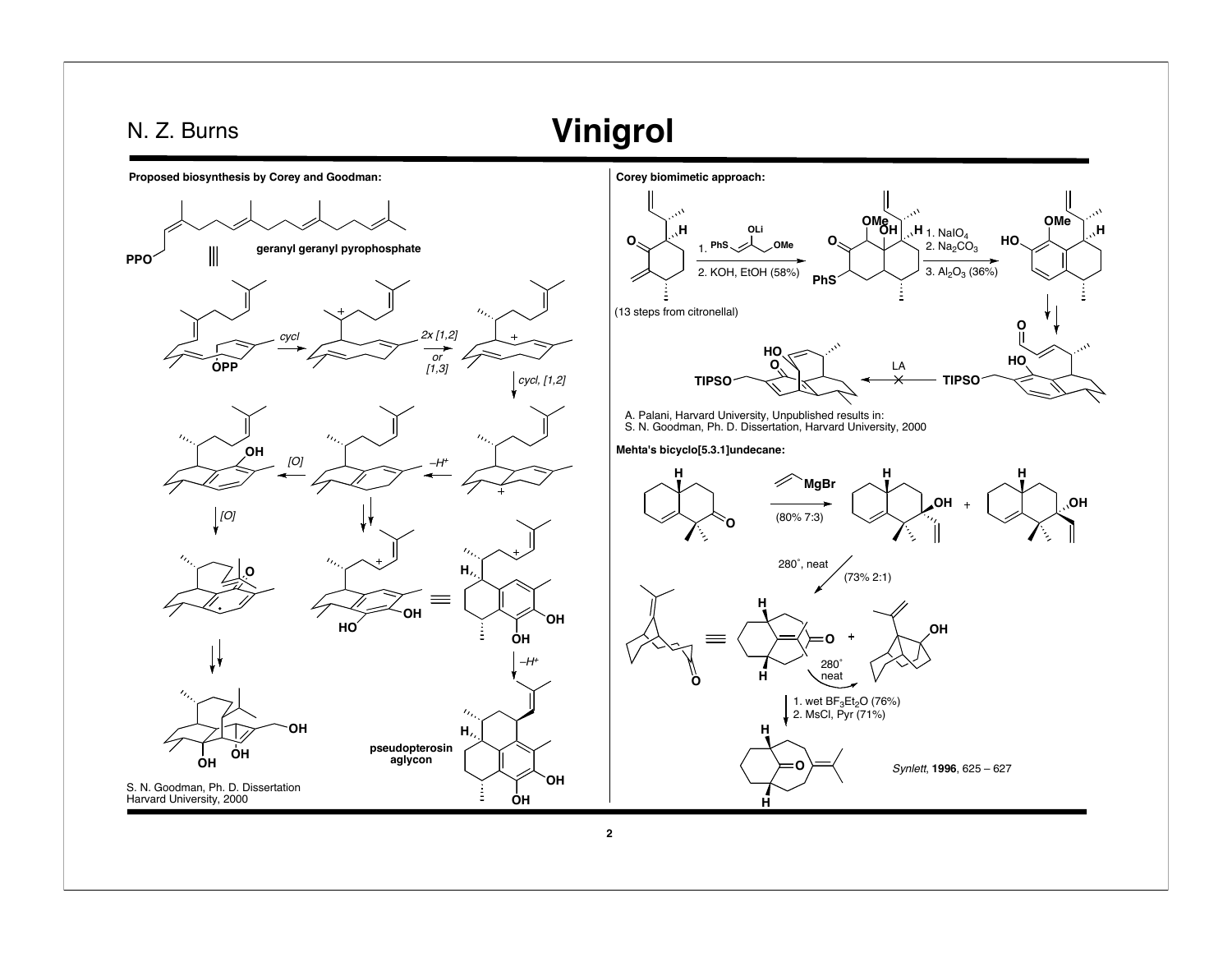# Vinigrol

**Proposed biosynthesis by Corey and Goodman:**

geranyl geranyl pyrophosphate

PPO

OPP

cycl

2x [1,2] or [1,3]

cycl, [1,2]

$-H^+$

[O]

[O]

OH

O

HO

OH

OH

$-H^+$

H

pseudopterosin aglycon

S. N. Goodman, Ph. D. Dissertation
Harvard University, 2000

**Corey biomimetic approach:**

(13 steps from citronellal)

1. PhS / OLi / OMe
2. KOH, EtOH (58%)

1. $NaIO_4$
2. $Na_2CO_3$
3. $Al_2O_3$ (36%)

OMe

OH

PhS

HO

TIPSO

LA

A. Palani, Harvard University, Unpublished results in:
S. N. Goodman, Ph. D. Dissertation, Harvard University, 2000

**Mehta's bicyclo[5.3.1]undecane:**

MgBr

(80% 7:3)

280˚, neat

(73% 2:1)

280˚ neat

1. wet $BF_3Et_2O$ (76%)
2. MsCl, Pyr (71%)

*Synlett*, **1996**, 625 – 627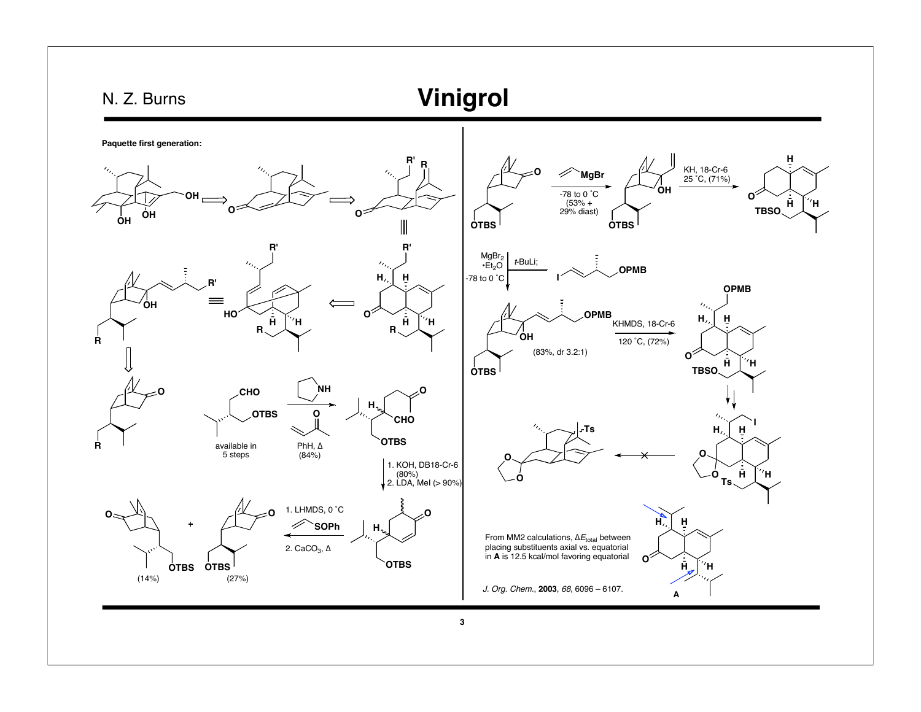# Vinigrol

**Paquette first generation:**

PhH, Δ (84%)

available in 5 steps

1. KOH, DB18-Cr-6 (80%)
2. LDA, MeI (> 90%)

1. LHMDS, 0 °C
2. $CaCO_3$, Δ

(14%) (27%)

vinyl-MgBr, -78 to 0 °C (53% + 29% diast)

KH, 18-Cr-6, 25 °C, (71%)

$MgBr_2 \cdot Et_2O$, -78 to 0 °C; t-BuLi

(83%, dr 3.2:1)

KHMDS, 18-Cr-6, 120 °C, (72%)

From MM2 calculations, $\Delta E_{total}$ between placing substituents axial vs. equatorial in **A** is 12.5 kcal/mol favoring equatorial

*J. Org. Chem.*, **2003**, *68*, 6096 – 6107.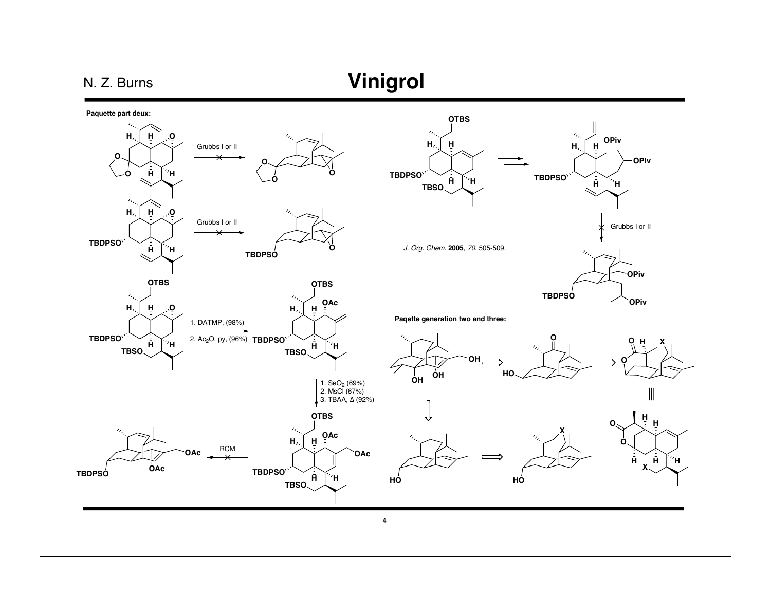# Vinigrol

N. Z. Burns

**Paquette part deux:**

Grubbs I or II (✗)

Grubbs I or II (✗)

1. DATMP, (98%)
2. $Ac_2O$, py, (96%)

1. $SeO_2$ (69%)
2. MsCl (67%)
3. TBAA, Δ (92%)

RCM (✗)

Grubbs I or II (✗)

*J. Org. Chem.* **2005**, *70*, 505-509.

**Paqette generation two and three:**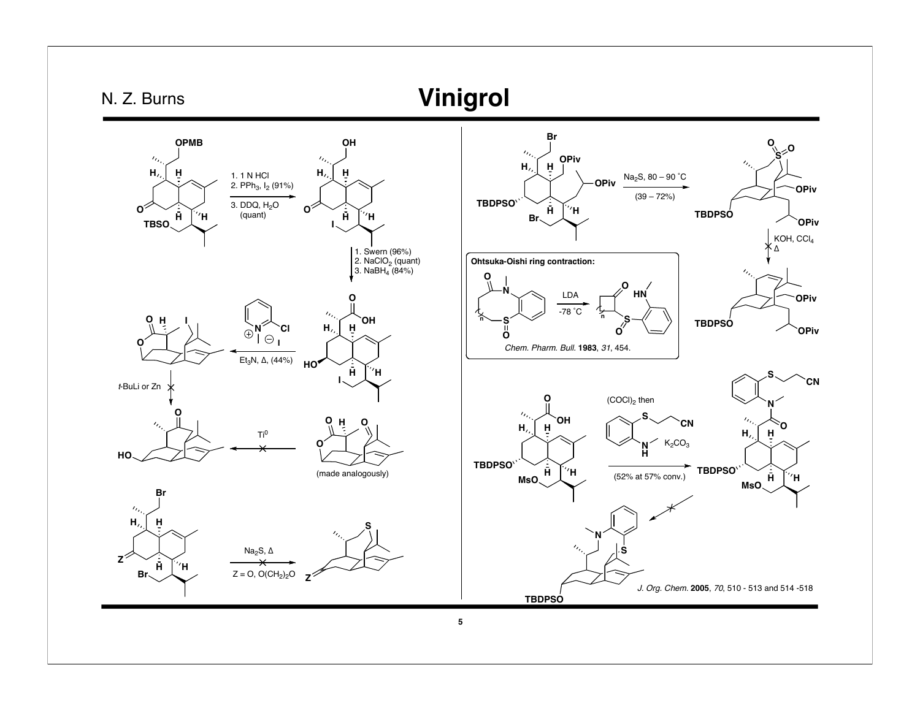# Vinigrol

N. Z. Burns

1. 1 N HCl
2. $PPh_3$, $I_2$ (91%)
3. DDQ, $H_2O$ (quant)

1. Swern (96%)
2. $NaClO_2$ (quant)
3. $NaBH_4$ (84%)

$Et_3N$, Δ, (44%)

*t*-BuLi or Zn

$Ti^0$

(made analogously)

$Na_2S$, Δ

Z = O, $O(CH_2)_2O$

$Na_2S$, 80 – 90 ˚C

(39 – 72%)

KOH, $CCl_4$, Δ

**Ohtsuka-Oishi ring contraction:**

LDA, -78 ˚C

*Chem. Pharm. Bull.* **1983**, *31*, 454.

$(COCl)_2$ then $K_2CO_3$

(52% at 57% conv.)

*J. Org. Chem.* **2005**, *70*, 510 - 513 and 514 -518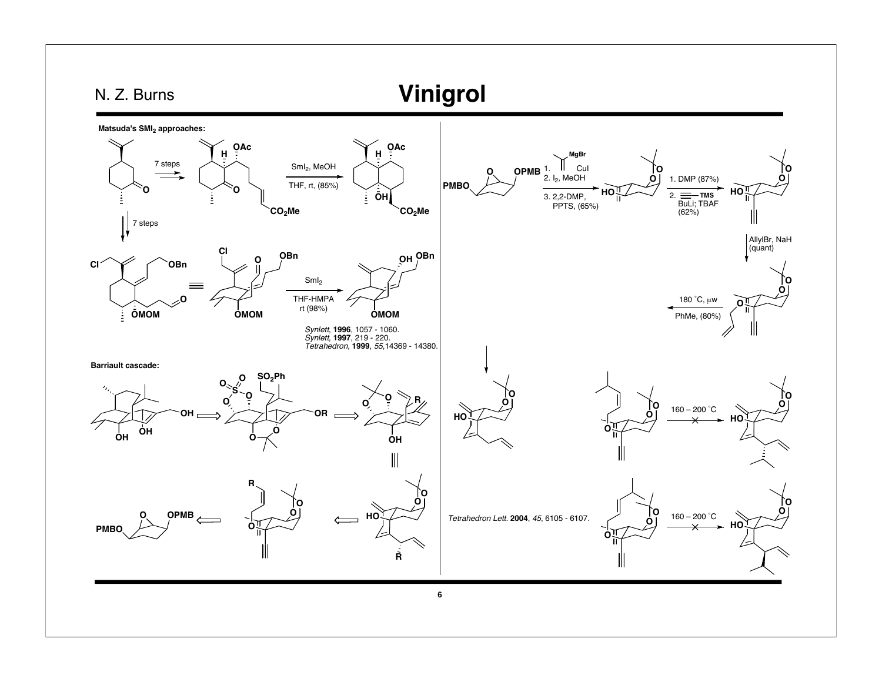# Vinigrol

**Matsuda's $SmI_2$ approaches:**

7 steps

$SmI_2$, MeOH

THF, rt, (85%)

7 steps

$SmI_2$

THF-HMPA

rt (98%)

*Synlett*, **1996**, 1057 - 1060.
*Synlett*, **1997**, 219 - 220.
*Tetrahedron*, **1999**, *55*,14369 - 14380.

**Barriault cascade:**

1. (isopropenyl)MgBr, CuI
2. $I_2$, MeOH
3. 2,2-DMP, PPTS, (65%)

1. DMP (87%)
2. ≡—TMS, BuLi; TBAF (62%)

AllylBr, NaH (quant)

180 ˚C, μw

PhMe, (80%)

160 – 200 ˚C

160 – 200 ˚C

*Tetrahedron Lett.* **2004**, *45*, 6105 - 6107.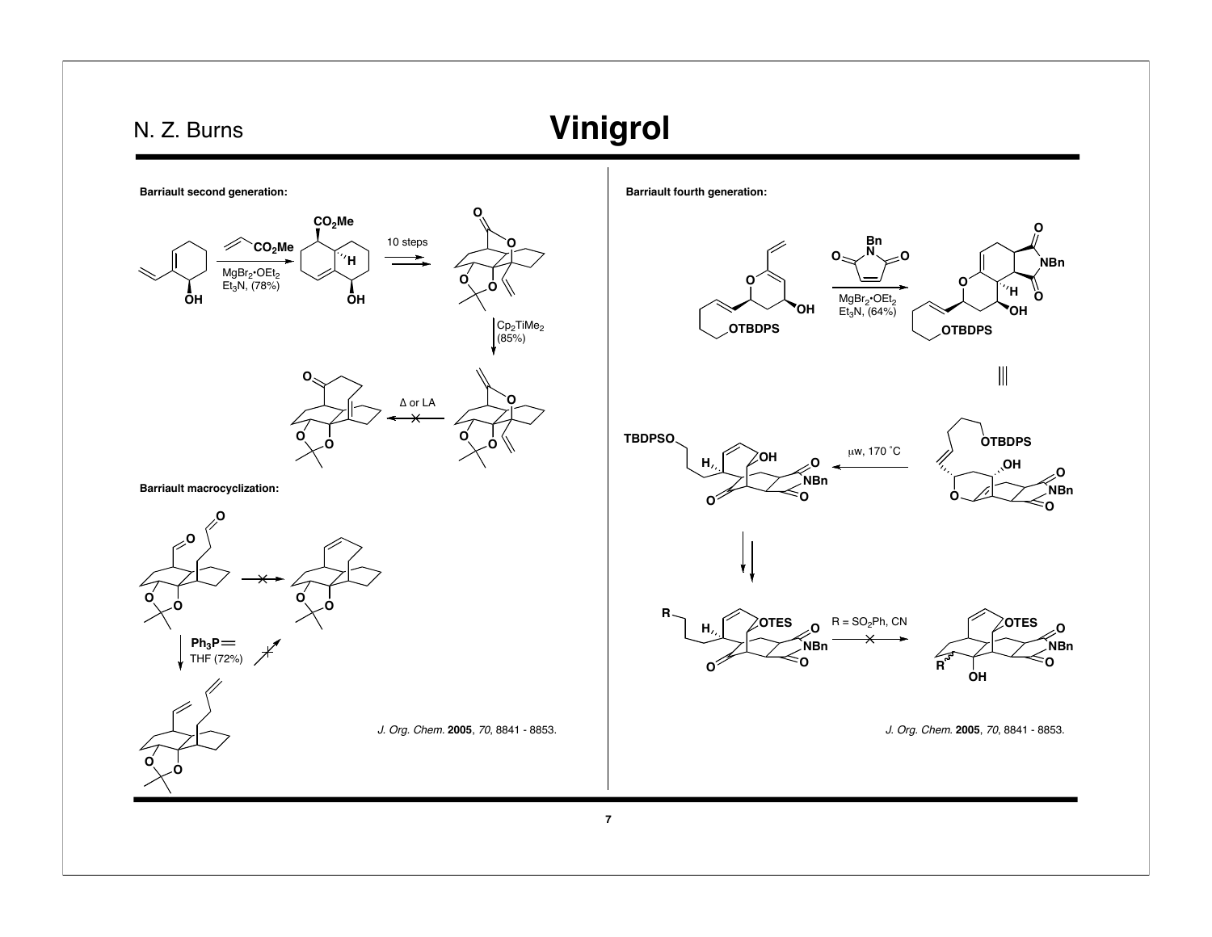# Vinigrol

**Barriault second generation:**

$CO_2Me$ (methyl acrylate), $MgBr_2 \cdot OEt_2$, $Et_3N$, (78%)

10 steps

$Cp_2TiMe_2$ (85%)

Δ or LA

**Barriault macrocyclization:**

$Ph_3P=$ THF (72%)

**Barriault fourth generation:**

N-benzylmaleimide, $MgBr_2 \cdot OEt_2$, $Et_3N$, (64%)

μw, 170 °C

R = $SO_2Ph$, CN

*J. Org. Chem.* **2005**, *70*, 8841 - 8853.

*J. Org. Chem.* **2005**, *70*, 8841 - 8853.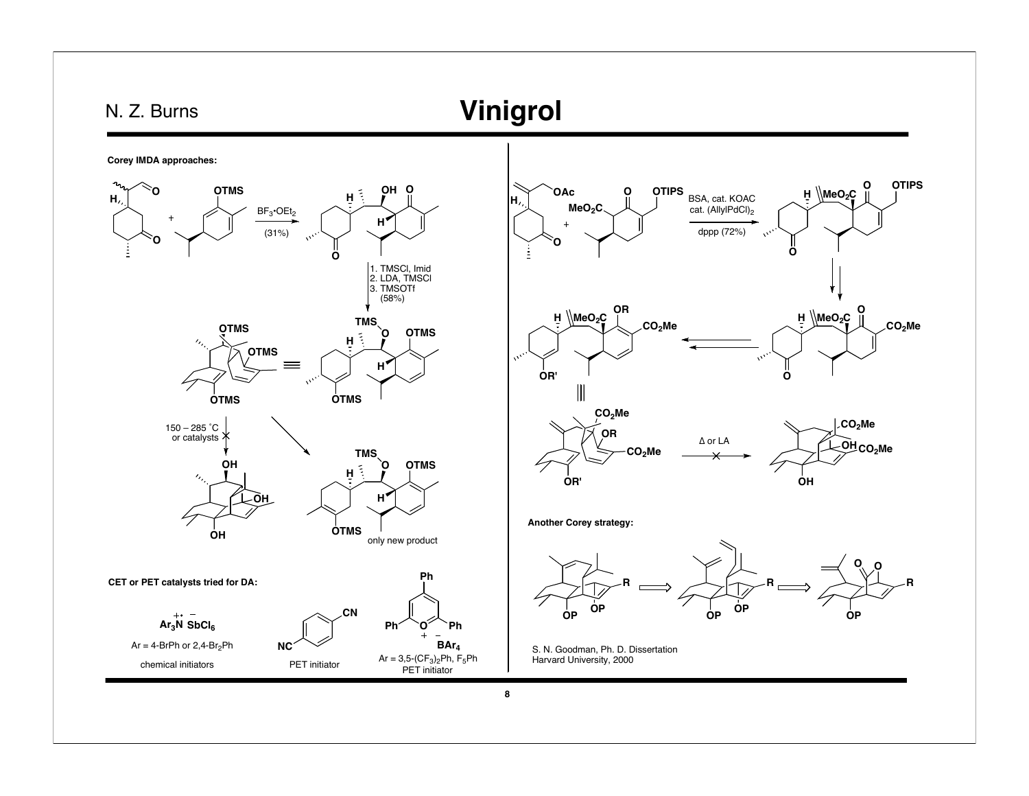# Vinigrol

**Corey IMDA approaches:**

$BF_3 \cdot OEt_2$ (31%)

1. TMSCl, Imid
2. LDA, TMSCl
3. TMSOTf
(58%)

150 – 285 ˚C or catalysts

only new product

**CET or PET catalysts tried for DA:**

$Ar_3N^{+\bullet}$ $SbCl_6^-$

Ar = 4-BrPh or 2,4-$Br_2$Ph

chemical initiators

PET initiator

$BAr_4^-$

Ar = 3,5-$(CF_3)_2$Ph, $F_5$Ph

PET initiator

BSA, cat. KOAC
cat. $(AllylPdCl)_2$
dppp (72%)

Δ or LA

**Another Corey strategy:**

S. N. Goodman, Ph. D. Dissertation
Harvard University, 2000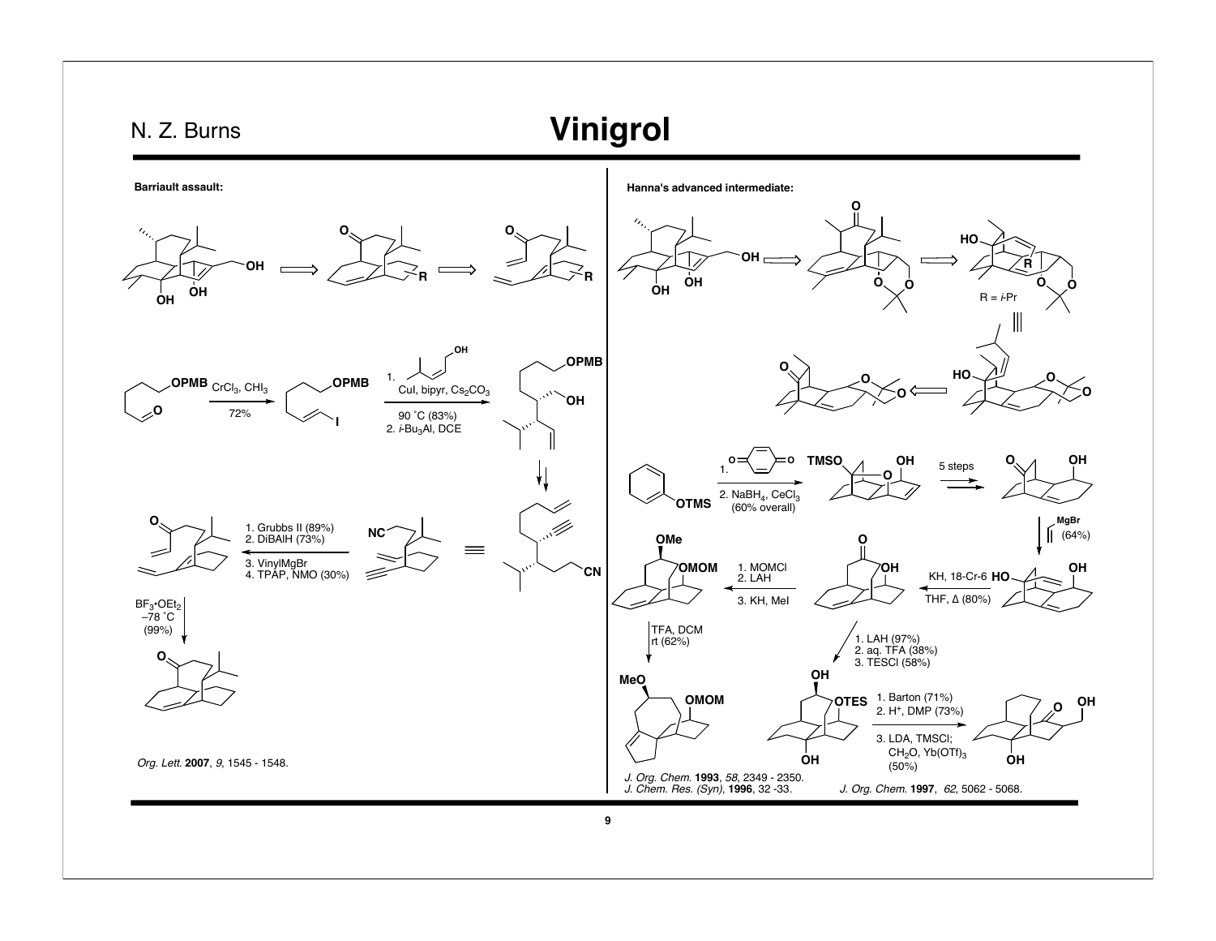# Vinigrol

**Barriault assault:**

$CrCl_3$, $CHI_3$

72%

1. (Z)-4-methylpent-2-en-1-ol, CuI, bipyr, $Cs_2CO_3$, 90 ˚C (83%)
2. *i*-$Bu_3Al$, DCE

1. Grubbs II (89%)
2. DiBAlH (73%)
3. VinylMgBr
4. TPAP, NMO (30%)

$BF_3$•$OEt_2$
–78 ˚C
(99%)

*Org. Lett.* **2007**, *9*, 1545 - 1548.

**Hanna's advanced intermediate:**

R = *i*-Pr

1. benzoquinone
2. $NaBH_4$, $CeCl_3$ (60% overall)

5 steps

vinylMgBr (64%)

KH, 18-Cr-6, THF, Δ (80%)

1. MOMCl
2. LAH
3. KH, MeI

TFA, DCM, rt (62%)

1. LAH (97%)
2. aq. TFA (38%)
3. TESCl (58%)

1. Barton (71%)
2. $H^+$, DMP (73%)
3. LDA, TMSCl; $CH_2O$, $Yb(OTf)_3$ (50%)

*J. Org. Chem.* **1993**, *58*, 2349 - 2350.
*J. Chem. Res. (Syn)*, **1996**, 32 -33.

*J. Org. Chem.* **1997**, *62*, 5062 - 5068.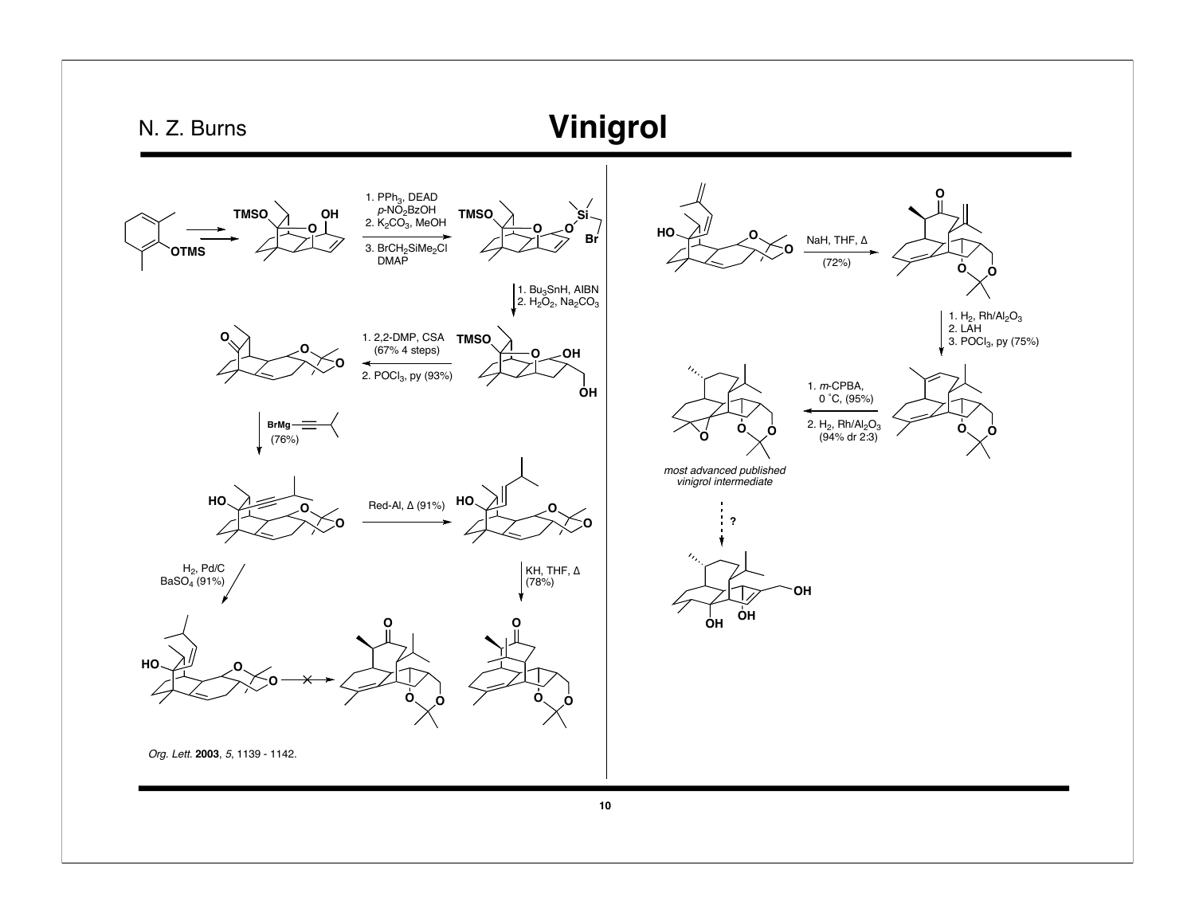# Vinigrol

1. $PPh_3$, DEAD $p$-$NO_2$BzOH
2. $K_2CO_3$, MeOH
3. $BrCH_2SiMe_2Cl$ DMAP

TMSO OH O OTMS

TMSO O O Si Br

1. $Bu_3SnH$, AIBN
2. $H_2O_2$, $Na_2CO_3$

TMSO O OH OH

1. 2,2-DMP, CSA (67% 4 steps)
2. $POCl_3$, py (93%)

O O O

BrMg (76%)

HO O O

Red-Al, Δ (91%)

HO O O

$H_2$, Pd/C $BaSO_4$ (91%)

KH, THF, Δ (78%)

HO O O

O O O

O O O

*Org. Lett.* **2003**, *5*, 1139 - 1142.

HO O O

NaH, THF, Δ (72%)

O O O

1. $H_2$, $Rh/Al_2O_3$
2. LAH
3. $POCl_3$, py (75%)

O O

1. *m*-CPBA, 0 °C, (95%)
2. $H_2$, $Rh/Al_2O_3$ (94% dr 2:3)

O O O

*most advanced published vinigrol intermediate*

?

OH OH OH